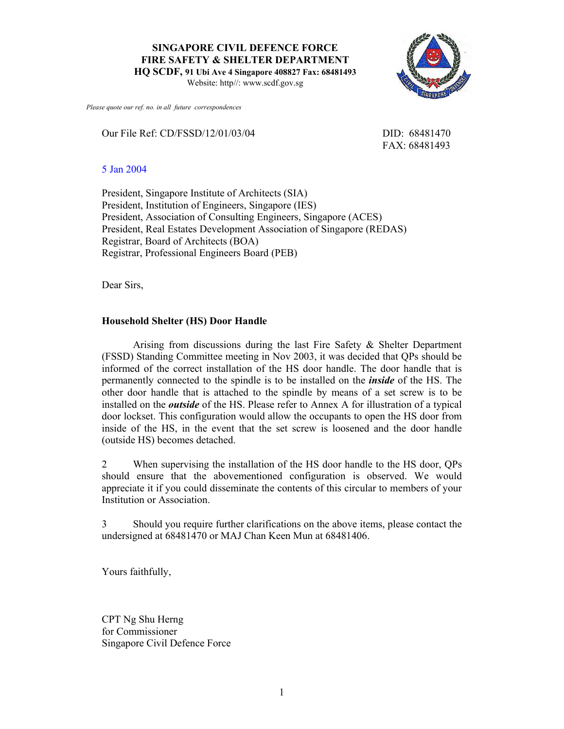**SINGAPORE CIVIL DEFENCE FORCE**
**FIRE SAFETY & SHELTER DEPARTMENT**
**HQ SCDF, 91 Ubi Ave 4 Singapore 408827 Fax: 68481493**
Website: http//: www.scdf.gov.sg

*Please quote our ref. no. in all future correspondences*

Our File Ref: CD/FSSD/12/01/03/04

DID: 68481470
FAX: 68481493

5 Jan 2004

President, Singapore Institute of Architects (SIA)
President, Institution of Engineers, Singapore (IES)
President, Association of Consulting Engineers, Singapore (ACES)
President, Real Estates Development Association of Singapore (REDAS)
Registrar, Board of Architects (BOA)
Registrar, Professional Engineers Board (PEB)

Dear Sirs,

**Household Shelter (HS) Door Handle**

Arising from discussions during the last Fire Safety & Shelter Department (FSSD) Standing Committee meeting in Nov 2003, it was decided that QPs should be informed of the correct installation of the HS door handle. The door handle that is permanently connected to the spindle is to be installed on the ***inside*** of the HS. The other door handle that is attached to the spindle by means of a set screw is to be installed on the ***outside*** of the HS. Please refer to Annex A for illustration of a typical door lockset. This configuration would allow the occupants to open the HS door from inside of the HS, in the event that the set screw is loosened and the door handle (outside HS) becomes detached.

2 When supervising the installation of the HS door handle to the HS door, QPs should ensure that the abovementioned configuration is observed. We would appreciate it if you could disseminate the contents of this circular to members of your Institution or Association.

3 Should you require further clarifications on the above items, please contact the undersigned at 68481470 or MAJ Chan Keen Mun at 68481406.

Yours faithfully,

CPT Ng Shu Herng
for Commissioner
Singapore Civil Defence Force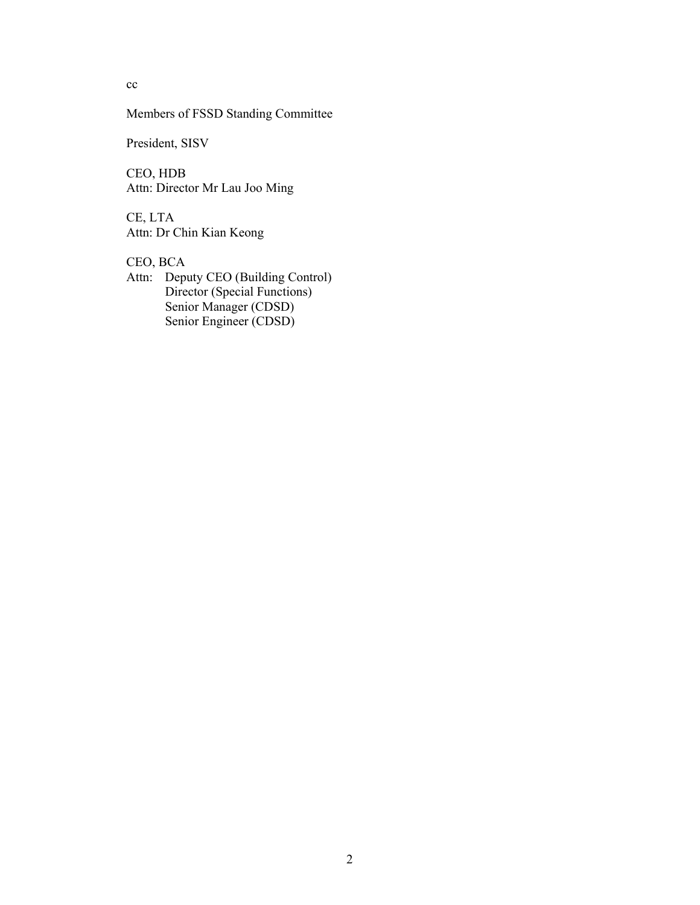cc

Members of FSSD Standing Committee

President, SISV

CEO, HDB
Attn: Director Mr Lau Joo Ming

CE, LTA
Attn: Dr Chin Kian Keong

CEO, BCA
Attn: Deputy CEO (Building Control)
Director (Special Functions)
Senior Manager (CDSD)
Senior Engineer (CDSD)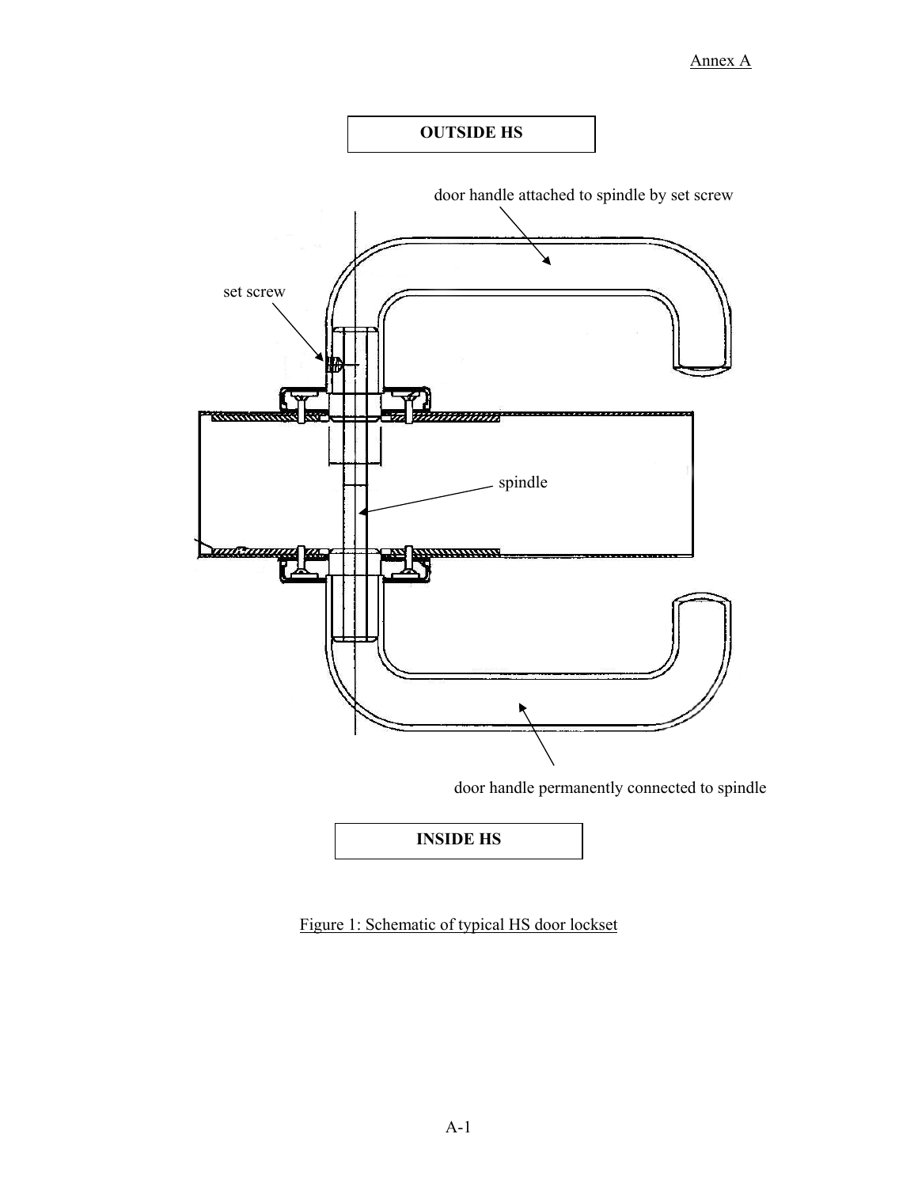OUTSIDE HS

door handle attached to spindle by set screw

set screw

spindle

door handle permanently connected to spindle

INSIDE HS

Figure 1: Schematic of typical HS door lockset